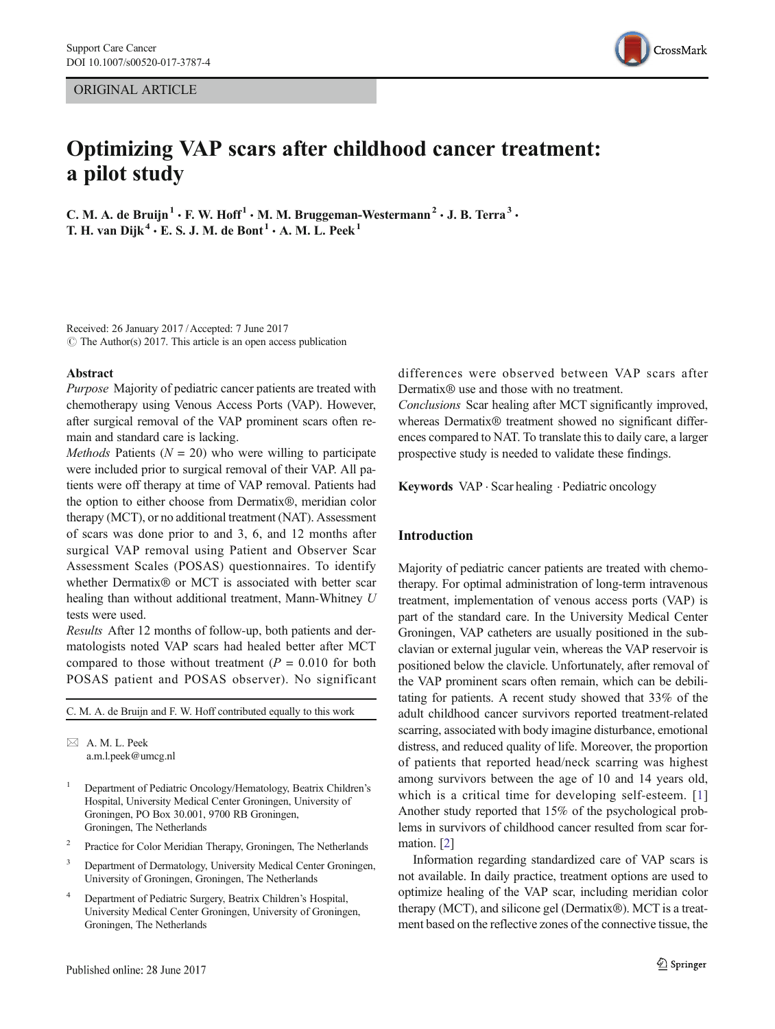ORIGINAL ARTICLE

# Optimizing VAP scars after childhood cancer treatment: a pilot study

C. M. A. de Bruijn[1] · F. W. Hoff[1] · M. M. Bruggeman-Westermann[2] · J. B. Terra[3] · T. H. van Dijk[4] · E. S. J. M. de Bont[1] · A. M. L. Peek[1]

Received: 26 January 2017 / Accepted: 7 June 2017
© The Author(s) 2017. This article is an open access publication

## Abstract

*Purpose* Majority of pediatric cancer patients are treated with chemotherapy using Venous Access Ports (VAP). However, after surgical removal of the VAP prominent scars often remain and standard care is lacking.

*Methods* Patients ($N = 20$) who were willing to participate were included prior to surgical removal of their VAP. All patients were off therapy at time of VAP removal. Patients had the option to either choose from Dermatix®, meridian color therapy (MCT), or no additional treatment (NAT). Assessment of scars was done prior to and 3, 6, and 12 months after surgical VAP removal using Patient and Observer Scar Assessment Scales (POSAS) questionnaires. To identify whether Dermatix® or MCT is associated with better scar healing than without additional treatment, Mann-Whitney $U$ tests were used.

*Results* After 12 months of follow-up, both patients and dermatologists noted VAP scars had healed better after MCT compared to those without treatment ($P = 0.010$ for both POSAS patient and POSAS observer). No significant differences were observed between VAP scars after Dermatix® use and those with no treatment.

*Conclusions* Scar healing after MCT significantly improved, whereas Dermatix® treatment showed no significant differences compared to NAT. To translate this to daily care, a larger prospective study is needed to validate these findings.

**Keywords** VAP · Scar healing · Pediatric oncology

C. M. A. de Bruijn and F. W. Hoff contributed equally to this work

✉ A. M. L. Peek
a.m.l.peek@umcg.nl

[1] Department of Pediatric Oncology/Hematology, Beatrix Children's Hospital, University Medical Center Groningen, University of Groningen, PO Box 30.001, 9700 RB Groningen, Groningen, The Netherlands

[2] Practice for Color Meridian Therapy, Groningen, The Netherlands

[3] Department of Dermatology, University Medical Center Groningen, University of Groningen, Groningen, The Netherlands

[4] Department of Pediatric Surgery, Beatrix Children's Hospital, University Medical Center Groningen, University of Groningen, Groningen, The Netherlands

## Introduction

Majority of pediatric cancer patients are treated with chemotherapy. For optimal administration of long-term intravenous treatment, implementation of venous access ports (VAP) is part of the standard care. In the University Medical Center Groningen, VAP catheters are usually positioned in the subclavian or external jugular vein, whereas the VAP reservoir is positioned below the clavicle. Unfortunately, after removal of the VAP prominent scars often remain, which can be debilitating for patients. A recent study showed that 33% of the adult childhood cancer survivors reported treatment-related scarring, associated with body imagine disturbance, emotional distress, and reduced quality of life. Moreover, the proportion of patients that reported head/neck scarring was highest among survivors between the age of 10 and 14 years old, which is a critical time for developing self-esteem. [1] Another study reported that 15% of the psychological problems in survivors of childhood cancer resulted from scar formation. [2]

Information regarding standardized care of VAP scars is not available. In daily practice, treatment options are used to optimize healing of the VAP scar, including meridian color therapy (MCT), and silicone gel (Dermatix®). MCT is a treatment based on the reflective zones of the connective tissue, the

Published online: 28 June 2017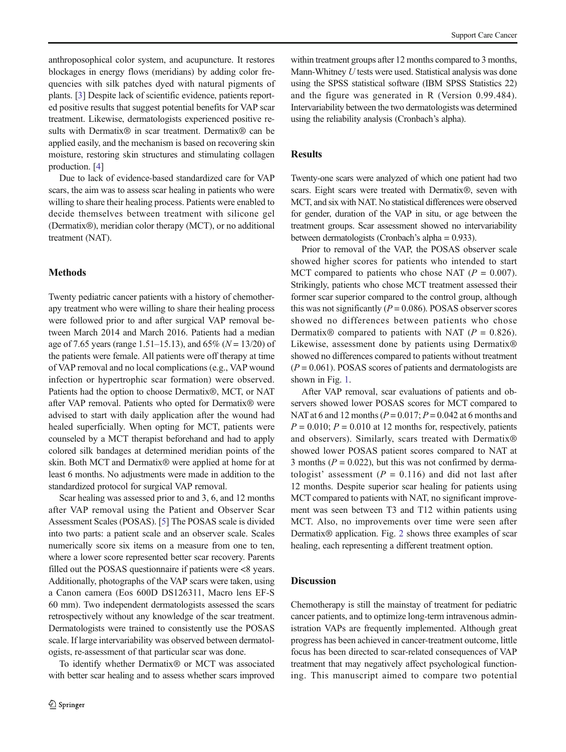anthroposophical color system, and acupuncture. It restores blockages in energy flows (meridians) by adding color frequencies with silk patches dyed with natural pigments of plants. [3] Despite lack of scientific evidence, patients reported positive results that suggest potential benefits for VAP scar treatment. Likewise, dermatologists experienced positive results with Dermatix® in scar treatment. Dermatix® can be applied easily, and the mechanism is based on recovering skin moisture, restoring skin structures and stimulating collagen production. [4]

Due to lack of evidence-based standardized care for VAP scars, the aim was to assess scar healing in patients who were willing to share their healing process. Patients were enabled to decide themselves between treatment with silicone gel (Dermatix®), meridian color therapy (MCT), or no additional treatment (NAT).

## Methods

Twenty pediatric cancer patients with a history of chemotherapy treatment who were willing to share their healing process were followed prior to and after surgical VAP removal between March 2014 and March 2016. Patients had a median age of 7.65 years (range 1.51–15.13), and 65% ($N = 13/20$) of the patients were female. All patients were off therapy at time of VAP removal and no local complications (e.g., VAP wound infection or hypertrophic scar formation) were observed. Patients had the option to choose Dermatix®, MCT, or NAT after VAP removal. Patients who opted for Dermatix® were advised to start with daily application after the wound had healed superficially. When opting for MCT, patients were counseled by a MCT therapist beforehand and had to apply colored silk bandages at determined meridian points of the skin. Both MCT and Dermatix® were applied at home for at least 6 months. No adjustments were made in addition to the standardized protocol for surgical VAP removal.

Scar healing was assessed prior to and 3, 6, and 12 months after VAP removal using the Patient and Observer Scar Assessment Scales (POSAS). [5] The POSAS scale is divided into two parts: a patient scale and an observer scale. Scales numerically score six items on a measure from one to ten, where a lower score represented better scar recovery. Parents filled out the POSAS questionnaire if patients were <8 years. Additionally, photographs of the VAP scars were taken, using a Canon camera (Eos 600D DS126311, Macro lens EF-S 60 mm). Two independent dermatologists assessed the scars retrospectively without any knowledge of the scar treatment. Dermatologists were trained to consistently use the POSAS scale. If large intervariability was observed between dermatologists, re-assessment of that particular scar was done.

To identify whether Dermatix® or MCT was associated with better scar healing and to assess whether scars improved within treatment groups after 12 months compared to 3 months, Mann-Whitney *U* tests were used. Statistical analysis was done using the SPSS statistical software (IBM SPSS Statistics 22) and the figure was generated in R (Version 0.99.484). Intervariability between the two dermatologists was determined using the reliability analysis (Cronbach's alpha).

## Results

Twenty-one scars were analyzed of which one patient had two scars. Eight scars were treated with Dermatix®, seven with MCT, and six with NAT. No statistical differences were observed for gender, duration of the VAP in situ, or age between the treatment groups. Scar assessment showed no intervariability between dermatologists (Cronbach's alpha = 0.933).

Prior to removal of the VAP, the POSAS observer scale showed higher scores for patients who intended to start MCT compared to patients who chose NAT ($P = 0.007$). Strikingly, patients who chose MCT treatment assessed their former scar superior compared to the control group, although this was not significantly ($P = 0.086$). POSAS observer scores showed no differences between patients who chose Dermatix® compared to patients with NAT ($P = 0.826$). Likewise, assessment done by patients using Dermatix® showed no differences compared to patients without treatment ($P = 0.061$). POSAS scores of patients and dermatologists are shown in Fig. 1.

After VAP removal, scar evaluations of patients and observers showed lower POSAS scores for MCT compared to NAT at 6 and 12 months ($P = 0.017$; $P = 0.042$ at 6 months and $P = 0.010$; $P = 0.010$ at 12 months for, respectively, patients and observers). Similarly, scars treated with Dermatix® showed lower POSAS patient scores compared to NAT at 3 months ($P = 0.022$), but this was not confirmed by dermatologist' assessment ($P = 0.116$) and did not last after 12 months. Despite superior scar healing for patients using MCT compared to patients with NAT, no significant improvement was seen between T3 and T12 within patients using MCT. Also, no improvements over time were seen after Dermatix® application. Fig. 2 shows three examples of scar healing, each representing a different treatment option.

## Discussion

Chemotherapy is still the mainstay of treatment for pediatric cancer patients, and to optimize long-term intravenous administration VAPs are frequently implemented. Although great progress has been achieved in cancer-treatment outcome, little focus has been directed to scar-related consequences of VAP treatment that may negatively affect psychological functioning. This manuscript aimed to compare two potential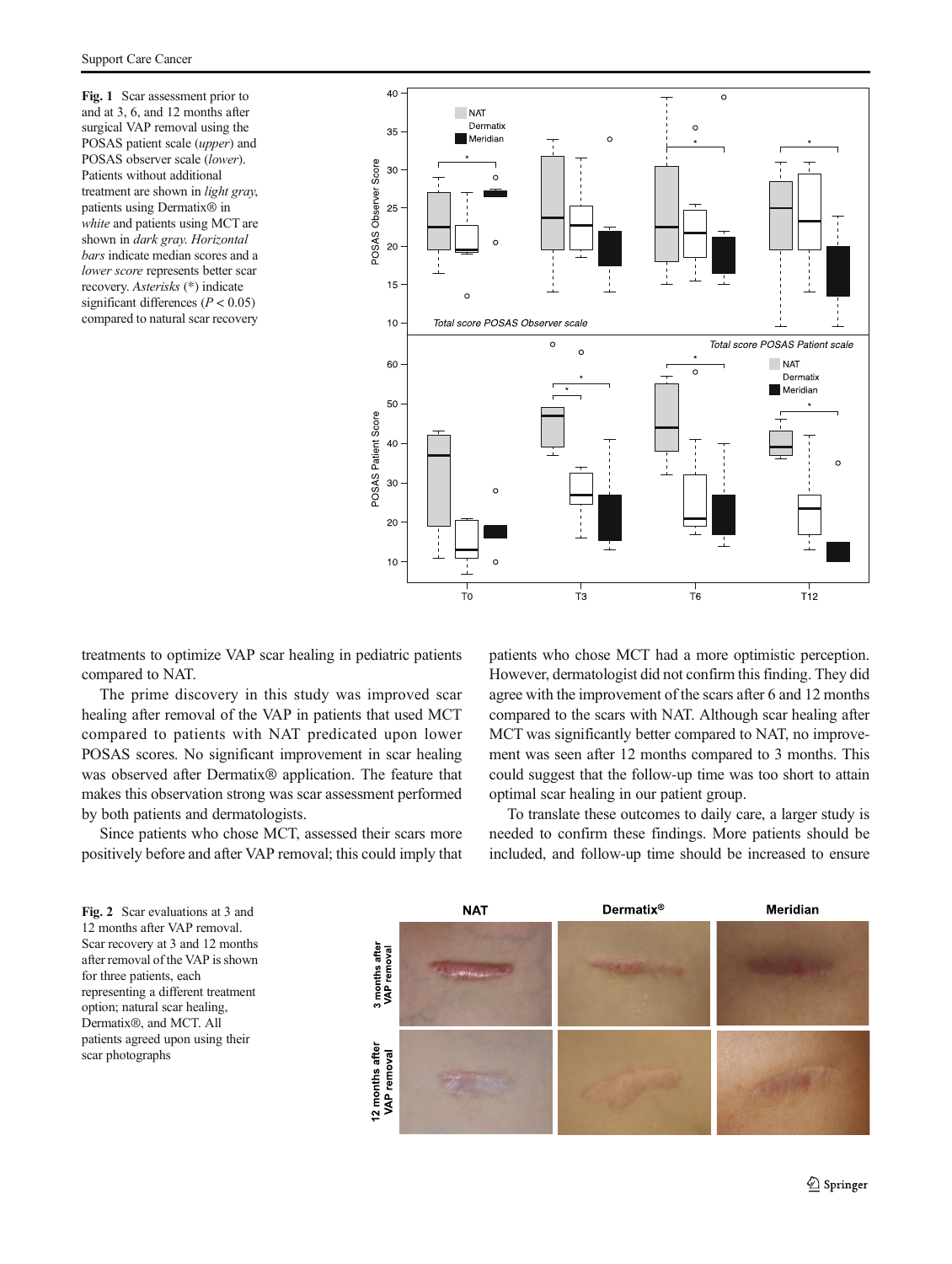**Fig. 1** Scar assessment prior to and at 3, 6, and 12 months after surgical VAP removal using the POSAS patient scale (*upper*) and POSAS observer scale (*lower*). Patients without additional treatment are shown in *light gray*, patients using Dermatix® in *white* and patients using MCT are shown in *dark gray*. *Horizontal bars* indicate median scores and a *lower score* represents better scar recovery. *Asterisks* (*) indicate significant differences ($P < 0.05$) compared to natural scar recovery

treatments to optimize VAP scar healing in pediatric patients compared to NAT.

The prime discovery in this study was improved scar healing after removal of the VAP in patients that used MCT compared to patients with NAT predicated upon lower POSAS scores. No significant improvement in scar healing was observed after Dermatix® application. The feature that makes this observation strong was scar assessment performed by both patients and dermatologists.

Since patients who chose MCT, assessed their scars more positively before and after VAP removal; this could imply that patients who chose MCT had a more optimistic perception. However, dermatologist did not confirm this finding. They did agree with the improvement of the scars after 6 and 12 months compared to the scars with NAT. Although scar healing after MCT was significantly better compared to NAT, no improvement was seen after 12 months compared to 3 months. This could suggest that the follow-up time was too short to attain optimal scar healing in our patient group.

To translate these outcomes to daily care, a larger study is needed to confirm these findings. More patients should be included, and follow-up time should be increased to ensure

**Fig. 2** Scar evaluations at 3 and 12 months after VAP removal. Scar recovery at 3 and 12 months after removal of the VAP is shown for three patients, each representing a different treatment option; natural scar healing, Dermatix®, and MCT. All patients agreed upon using their scar photographs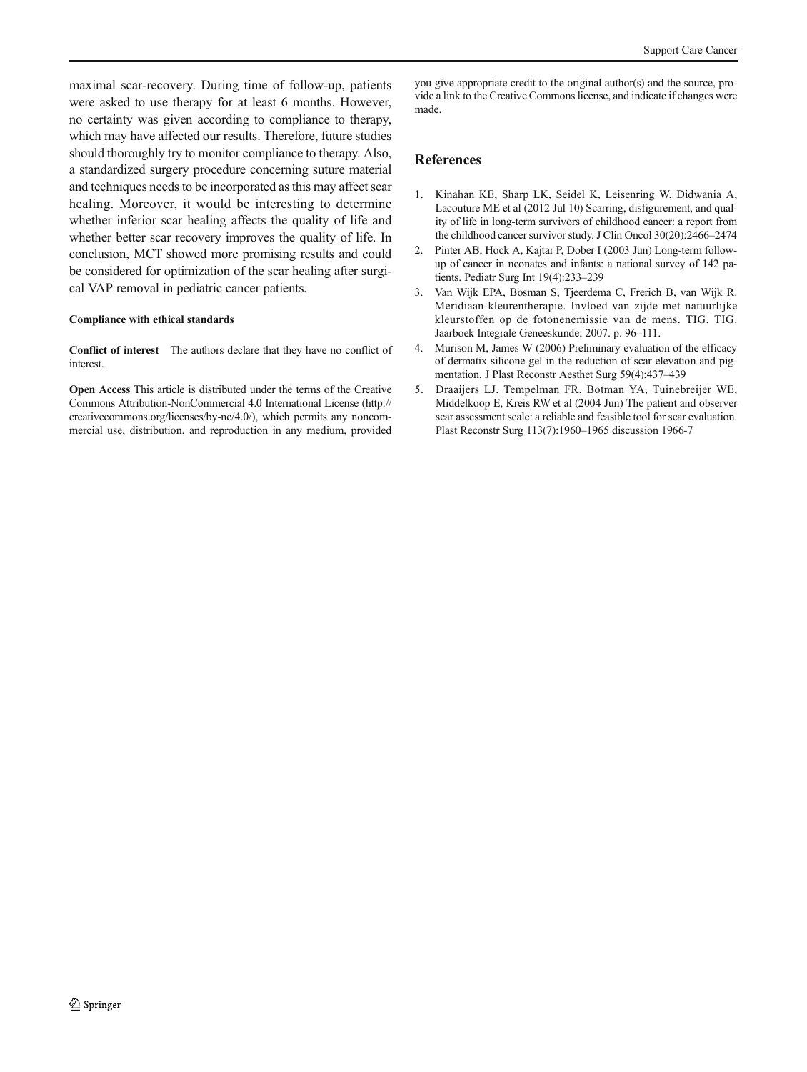maximal scar-recovery. During time of follow-up, patients were asked to use therapy for at least 6 months. However, no certainty was given according to compliance to therapy, which may have affected our results. Therefore, future studies should thoroughly try to monitor compliance to therapy. Also, a standardized surgery procedure concerning suture material and techniques needs to be incorporated as this may affect scar healing. Moreover, it would be interesting to determine whether inferior scar healing affects the quality of life and whether better scar recovery improves the quality of life. In conclusion, MCT showed more promising results and could be considered for optimization of the scar healing after surgical VAP removal in pediatric cancer patients.

**Compliance with ethical standards**

**Conflict of interest** The authors declare that they have no conflict of interest.

**Open Access** This article is distributed under the terms of the Creative Commons Attribution-NonCommercial 4.0 International License (http://creativecommons.org/licenses/by-nc/4.0/), which permits any noncommercial use, distribution, and reproduction in any medium, provided you give appropriate credit to the original author(s) and the source, provide a link to the Creative Commons license, and indicate if changes were made.

## References

1. Kinahan KE, Sharp LK, Seidel K, Leisenring W, Didwania A, Lacouture ME et al (2012 Jul 10) Scarring, disfigurement, and quality of life in long-term survivors of childhood cancer: a report from the childhood cancer survivor study. J Clin Oncol 30(20):2466–2474
2. Pinter AB, Hock A, Kajtar P, Dober I (2003 Jun) Long-term follow-up of cancer in neonates and infants: a national survey of 142 patients. Pediatr Surg Int 19(4):233–239
3. Van Wijk EPA, Bosman S, Tjeerdema C, Frerich B, van Wijk R. Meridiaan-kleurentherapie. Invloed van zijde met natuurlijke kleurstoffen op de fotonenemissie van de mens. TIG. TIG. Jaarboek Integrale Geneeskunde; 2007. p. 96–111.
4. Murison M, James W (2006) Preliminary evaluation of the efficacy of dermatix silicone gel in the reduction of scar elevation and pigmentation. J Plast Reconstr Aesthet Surg 59(4):437–439
5. Draaijers LJ, Tempelman FR, Botman YA, Tuinebreijer WE, Middelkoop E, Kreis RW et al (2004 Jun) The patient and observer scar assessment scale: a reliable and feasible tool for scar evaluation. Plast Reconstr Surg 113(7):1960–1965 discussion 1966-7